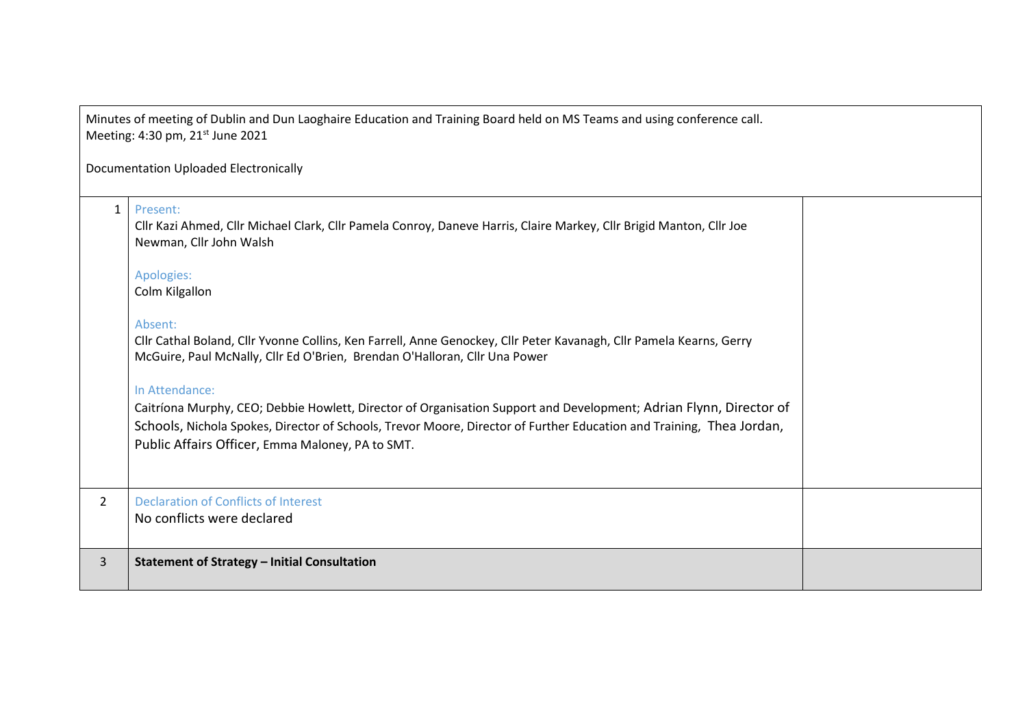Minutes of meeting of Dublin and Dun Laoghaire Education and Training Board held on MS Teams and using conference call.
Meeting: 4:30 pm, 21st June 2021

Documentation Uploaded Electronically

| | | |
|---|---|---|
| 1 | Present:<br>Cllr Kazi Ahmed, Cllr Michael Clark, Cllr Pamela Conroy, Daneve Harris, Claire Markey, Cllr Brigid Manton, Cllr Joe Newman, Cllr John Walsh<br><br>Apologies:<br>Colm Kilgallon<br><br>Absent:<br>Cllr Cathal Boland, Cllr Yvonne Collins, Ken Farrell, Anne Genockey, Cllr Peter Kavanagh, Cllr Pamela Kearns, Gerry McGuire, Paul McNally, Cllr Ed O'Brien, Brendan O'Halloran, Cllr Una Power<br><br>In Attendance:<br>Caitríona Murphy, CEO; Debbie Howlett, Director of Organisation Support and Development; Adrian Flynn, Director of Schools, Nichola Spokes, Director of Schools, Trevor Moore, Director of Further Education and Training, Thea Jordan, Public Affairs Officer, Emma Maloney, PA to SMT. | |
| 2 | Declaration of Conflicts of Interest<br>No conflicts were declared | |
| 3 | **Statement of Strategy – Initial Consultation** | |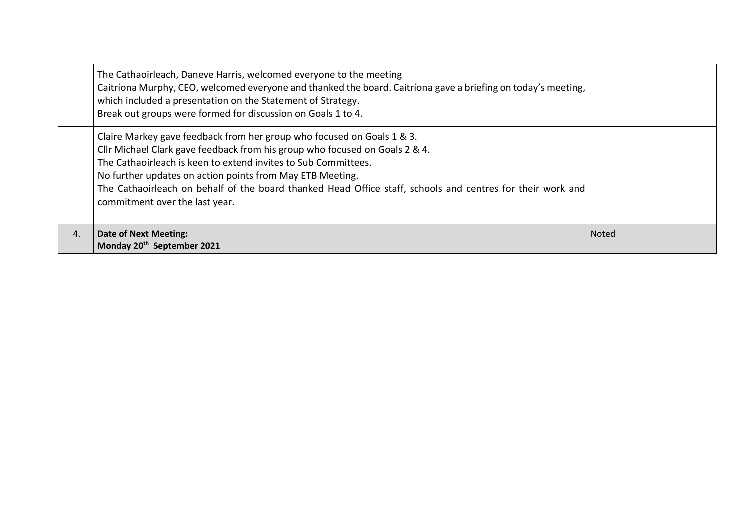| | | |
|---|---|---|
| | The Cathaoirleach, Daneve Harris, welcomed everyone to the meeting<br>Caitríona Murphy, CEO, welcomed everyone and thanked the board. Caitríona gave a briefing on today's meeting, which included a presentation on the Statement of Strategy.<br>Break out groups were formed for discussion on Goals 1 to 4. | |
| | Claire Markey gave feedback from her group who focused on Goals 1 & 3.<br>Cllr Michael Clark gave feedback from his group who focused on Goals 2 & 4.<br>The Cathaoirleach is keen to extend invites to Sub Committees.<br>No further updates on action points from May ETB Meeting.<br>The Cathaoirleach on behalf of the board thanked Head Office staff, schools and centres for their work and commitment over the last year. | |
| 4. | **Date of Next Meeting:**<br>**Monday 20th September 2021** | Noted |